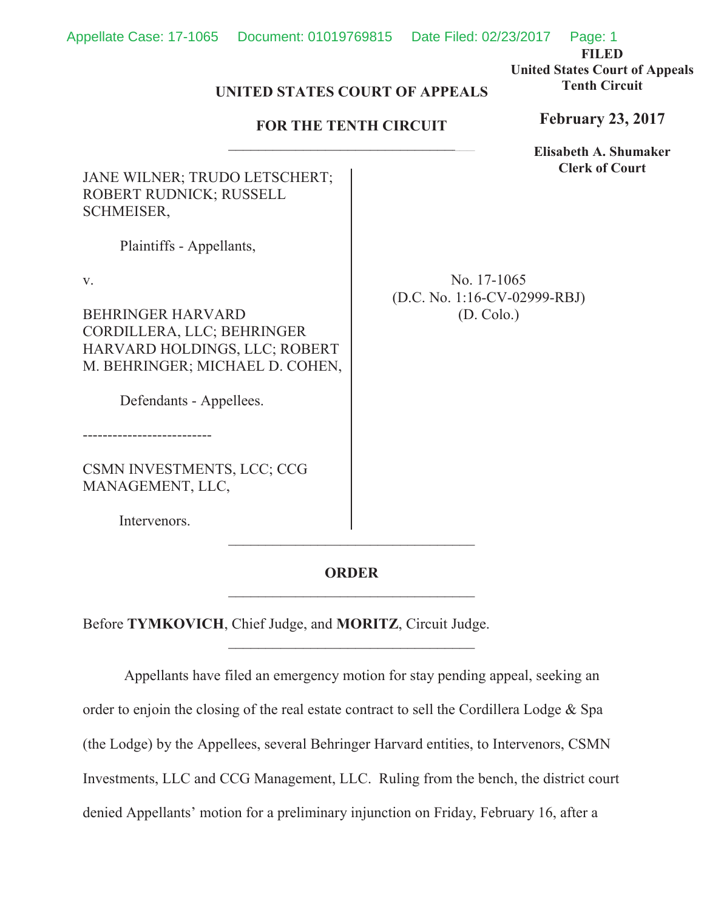FILED
United States Court of Appeals
Tenth Circuit

**February 23, 2017**

**Elisabeth A. Shumaker**
**Clerk of Court**

**UNITED STATES COURT OF APPEALS**

**FOR THE TENTH CIRCUIT**

---

JANE WILNER; TRUDO LETSCHERT; ROBERT RUDNICK; RUSSELL SCHMEISER,

Plaintiffs - Appellants,

v.

BEHRINGER HARVARD CORDILLERA, LLC; BEHRINGER HARVARD HOLDINGS, LLC; ROBERT M. BEHRINGER; MICHAEL D. COHEN,

Defendants - Appellees.

--------------------------

CSMN INVESTMENTS, LCC; CCG MANAGEMENT, LLC,

Intervenors.

No. 17-1065
(D.C. No. 1:16-CV-02999-RBJ)
(D. Colo.)

---

**ORDER**

---

Before **TYMKOVICH**, Chief Judge, and **MORITZ**, Circuit Judge.

---

Appellants have filed an emergency motion for stay pending appeal, seeking an order to enjoin the closing of the real estate contract to sell the Cordillera Lodge & Spa (the Lodge) by the Appellees, several Behringer Harvard entities, to Intervenors, CSMN Investments, LLC and CCG Management, LLC. Ruling from the bench, the district court denied Appellants' motion for a preliminary injunction on Friday, February 16, after a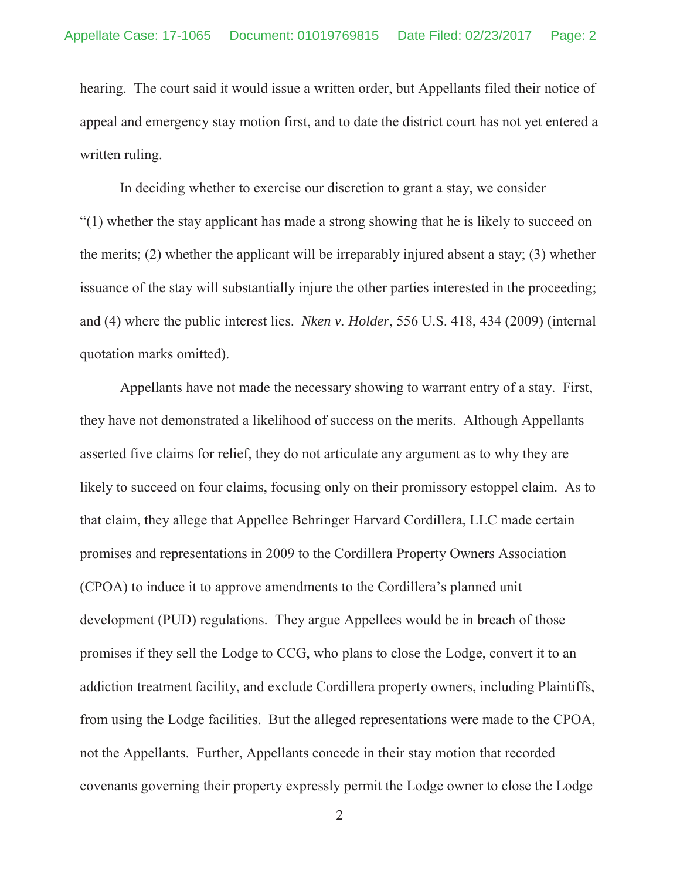hearing. The court said it would issue a written order, but Appellants filed their notice of appeal and emergency stay motion first, and to date the district court has not yet entered a written ruling.

In deciding whether to exercise our discretion to grant a stay, we consider "(1) whether the stay applicant has made a strong showing that he is likely to succeed on the merits; (2) whether the applicant will be irreparably injured absent a stay; (3) whether issuance of the stay will substantially injure the other parties interested in the proceeding; and (4) where the public interest lies. *Nken v. Holder*, 556 U.S. 418, 434 (2009) (internal quotation marks omitted).

Appellants have not made the necessary showing to warrant entry of a stay. First, they have not demonstrated a likelihood of success on the merits. Although Appellants asserted five claims for relief, they do not articulate any argument as to why they are likely to succeed on four claims, focusing only on their promissory estoppel claim. As to that claim, they allege that Appellee Behringer Harvard Cordillera, LLC made certain promises and representations in 2009 to the Cordillera Property Owners Association (CPOA) to induce it to approve amendments to the Cordillera's planned unit development (PUD) regulations. They argue Appellees would be in breach of those promises if they sell the Lodge to CCG, who plans to close the Lodge, convert it to an addiction treatment facility, and exclude Cordillera property owners, including Plaintiffs, from using the Lodge facilities. But the alleged representations were made to the CPOA, not the Appellants. Further, Appellants concede in their stay motion that recorded covenants governing their property expressly permit the Lodge owner to close the Lodge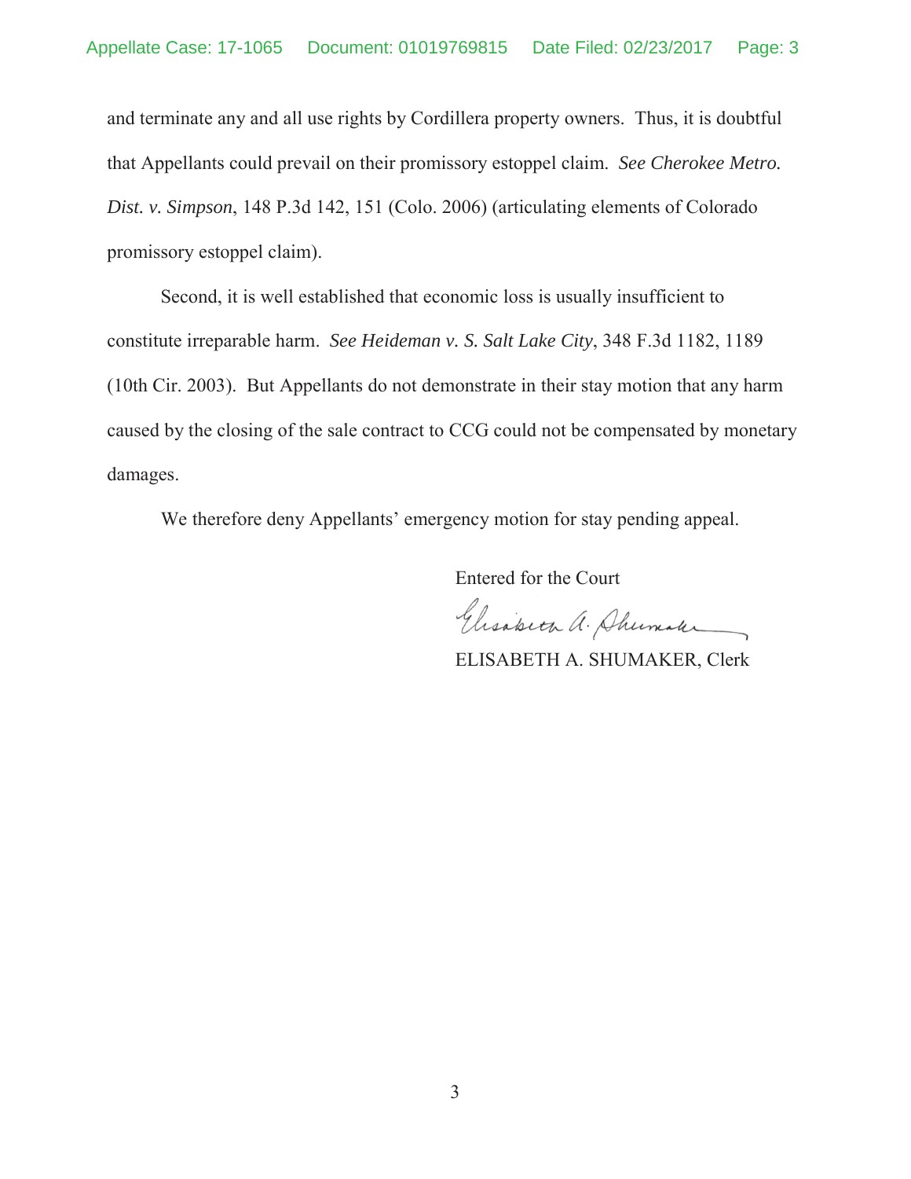and terminate any and all use rights by Cordillera property owners. Thus, it is doubtful that Appellants could prevail on their promissory estoppel claim. *See Cherokee Metro. Dist. v. Simpson*, 148 P.3d 142, 151 (Colo. 2006) (articulating elements of Colorado promissory estoppel claim).

Second, it is well established that economic loss is usually insufficient to constitute irreparable harm. *See Heideman v. S. Salt Lake City*, 348 F.3d 1182, 1189 (10th Cir. 2003). But Appellants do not demonstrate in their stay motion that any harm caused by the closing of the sale contract to CCG could not be compensated by monetary damages.

We therefore deny Appellants' emergency motion for stay pending appeal.

Entered for the Court

ELISABETH A. SHUMAKER, Clerk